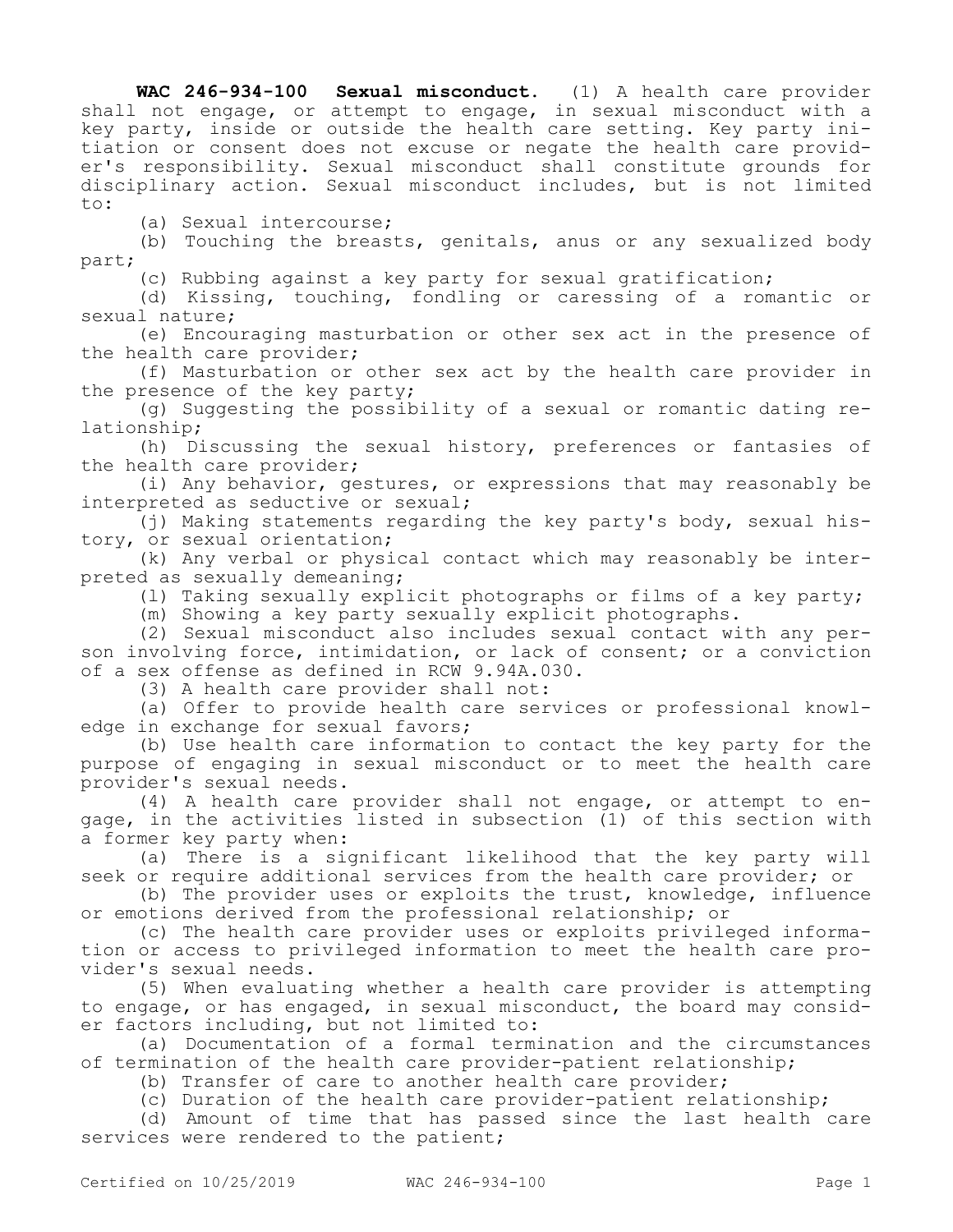**WAC 246-934-100 Sexual misconduct.** (1) A health care provider shall not engage, or attempt to engage, in sexual misconduct with a key party, inside or outside the health care setting. Key party initiation or consent does not excuse or negate the health care provider's responsibility. Sexual misconduct shall constitute grounds for disciplinary action. Sexual misconduct includes, but is not limited to:

(a) Sexual intercourse;

(b) Touching the breasts, genitals, anus or any sexualized body part;

(c) Rubbing against a key party for sexual gratification;

(d) Kissing, touching, fondling or caressing of a romantic or sexual nature;

(e) Encouraging masturbation or other sex act in the presence of the health care provider;

(f) Masturbation or other sex act by the health care provider in the presence of the key party;

(g) Suggesting the possibility of a sexual or romantic dating relationship;

(h) Discussing the sexual history, preferences or fantasies of the health care provider;

(i) Any behavior, gestures, or expressions that may reasonably be interpreted as seductive or sexual;

(j) Making statements regarding the key party's body, sexual history, or sexual orientation;

(k) Any verbal or physical contact which may reasonably be interpreted as sexually demeaning;

(l) Taking sexually explicit photographs or films of a key party;

(m) Showing a key party sexually explicit photographs.

(2) Sexual misconduct also includes sexual contact with any person involving force, intimidation, or lack of consent; or a conviction of a sex offense as defined in RCW 9.94A.030.

(3) A health care provider shall not:

(a) Offer to provide health care services or professional knowledge in exchange for sexual favors;

(b) Use health care information to contact the key party for the purpose of engaging in sexual misconduct or to meet the health care provider's sexual needs.

(4) A health care provider shall not engage, or attempt to engage, in the activities listed in subsection (1) of this section with a former key party when:

(a) There is a significant likelihood that the key party will seek or require additional services from the health care provider; or

(b) The provider uses or exploits the trust, knowledge, influence or emotions derived from the professional relationship; or

(c) The health care provider uses or exploits privileged information or access to privileged information to meet the health care provider's sexual needs.

(5) When evaluating whether a health care provider is attempting to engage, or has engaged, in sexual misconduct, the board may consider factors including, but not limited to:

(a) Documentation of a formal termination and the circumstances of termination of the health care provider-patient relationship;

(b) Transfer of care to another health care provider;

(c) Duration of the health care provider-patient relationship;

(d) Amount of time that has passed since the last health care services were rendered to the patient;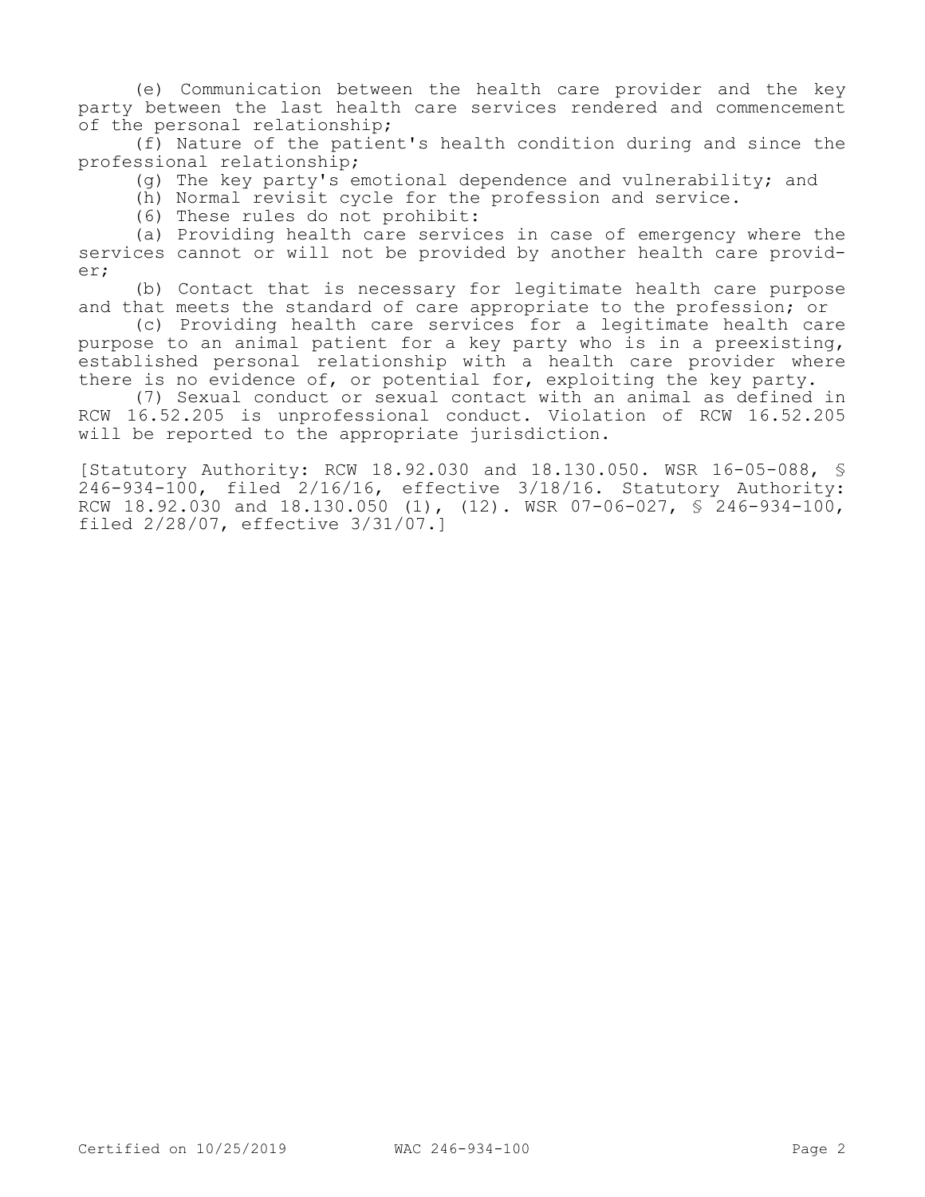(e) Communication between the health care provider and the key party between the last health care services rendered and commencement of the personal relationship;

(f) Nature of the patient's health condition during and since the professional relationship;

(g) The key party's emotional dependence and vulnerability; and

(h) Normal revisit cycle for the profession and service.

(6) These rules do not prohibit:

(a) Providing health care services in case of emergency where the services cannot or will not be provided by another health care provider;

(b) Contact that is necessary for legitimate health care purpose and that meets the standard of care appropriate to the profession; or

(c) Providing health care services for a legitimate health care purpose to an animal patient for a key party who is in a preexisting, established personal relationship with a health care provider where there is no evidence of, or potential for, exploiting the key party.

(7) Sexual conduct or sexual contact with an animal as defined in RCW 16.52.205 is unprofessional conduct. Violation of RCW 16.52.205 will be reported to the appropriate jurisdiction.

[Statutory Authority: RCW 18.92.030 and 18.130.050. WSR 16-05-088, § 246-934-100, filed 2/16/16, effective 3/18/16. Statutory Authority: RCW 18.92.030 and 18.130.050 (1), (12). WSR 07-06-027, § 246-934-100, filed 2/28/07, effective 3/31/07.]